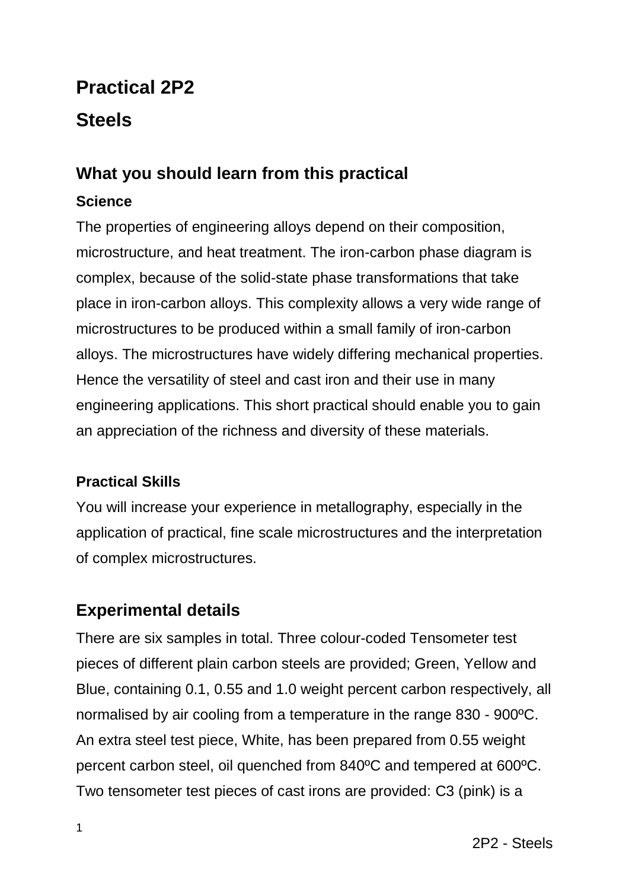# Practical 2P2

# Steels

## What you should learn from this practical

### Science

The properties of engineering alloys depend on their composition, microstructure, and heat treatment. The iron-carbon phase diagram is complex, because of the solid-state phase transformations that take place in iron-carbon alloys. This complexity allows a very wide range of microstructures to be produced within a small family of iron-carbon alloys. The microstructures have widely differing mechanical properties. Hence the versatility of steel and cast iron and their use in many engineering applications. This short practical should enable you to gain an appreciation of the richness and diversity of these materials.

### Practical Skills

You will increase your experience in metallography, especially in the application of practical, fine scale microstructures and the interpretation of complex microstructures.

## Experimental details

There are six samples in total. Three colour-coded Tensometer test pieces of different plain carbon steels are provided; Green, Yellow and Blue, containing 0.1, 0.55 and 1.0 weight percent carbon respectively, all normalised by air cooling from a temperature in the range 830 - 900ºC. An extra steel test piece, White, has been prepared from 0.55 weight percent carbon steel, oil quenched from 840ºC and tempered at 600ºC. Two tensometer test pieces of cast irons are provided: C3 (pink) is a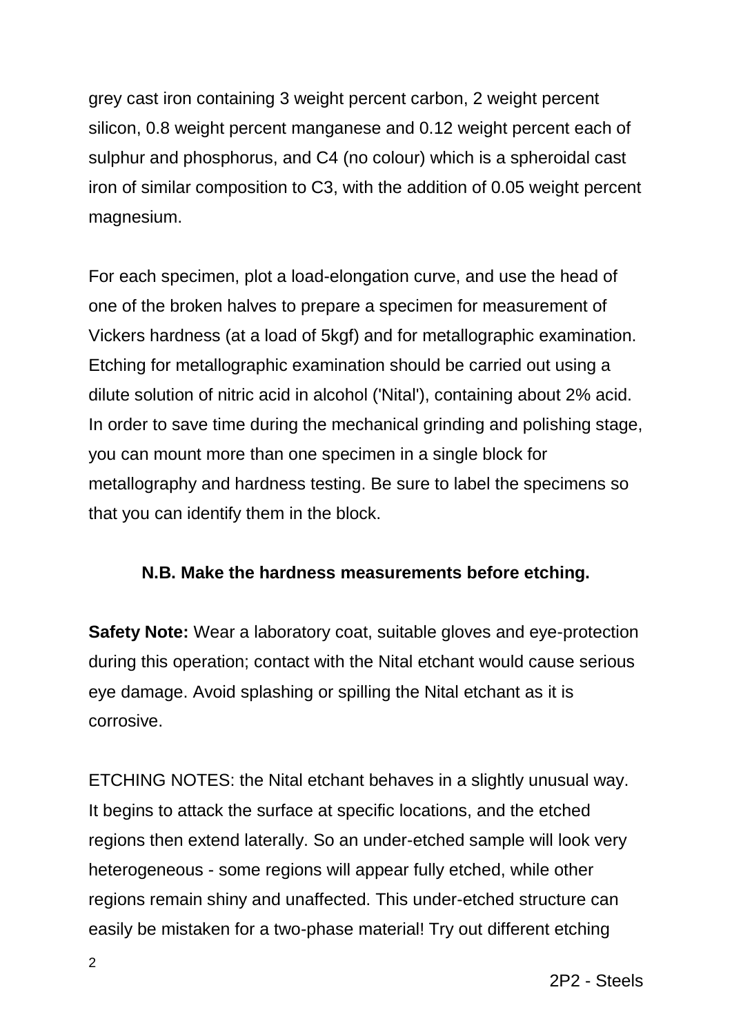grey cast iron containing 3 weight percent carbon, 2 weight percent silicon, 0.8 weight percent manganese and 0.12 weight percent each of sulphur and phosphorus, and C4 (no colour) which is a spheroidal cast iron of similar composition to C3, with the addition of 0.05 weight percent magnesium.

For each specimen, plot a load-elongation curve, and use the head of one of the broken halves to prepare a specimen for measurement of Vickers hardness (at a load of 5kgf) and for metallographic examination. Etching for metallographic examination should be carried out using a dilute solution of nitric acid in alcohol ('Nital'), containing about 2% acid. In order to save time during the mechanical grinding and polishing stage, you can mount more than one specimen in a single block for metallography and hardness testing. Be sure to label the specimens so that you can identify them in the block.

**N.B. Make the hardness measurements before etching.**

**Safety Note:** Wear a laboratory coat, suitable gloves and eye-protection during this operation; contact with the Nital etchant would cause serious eye damage. Avoid splashing or spilling the Nital etchant as it is corrosive.

ETCHING NOTES: the Nital etchant behaves in a slightly unusual way. It begins to attack the surface at specific locations, and the etched regions then extend laterally. So an under-etched sample will look very heterogeneous - some regions will appear fully etched, while other regions remain shiny and unaffected. This under-etched structure can easily be mistaken for a two-phase material! Try out different etching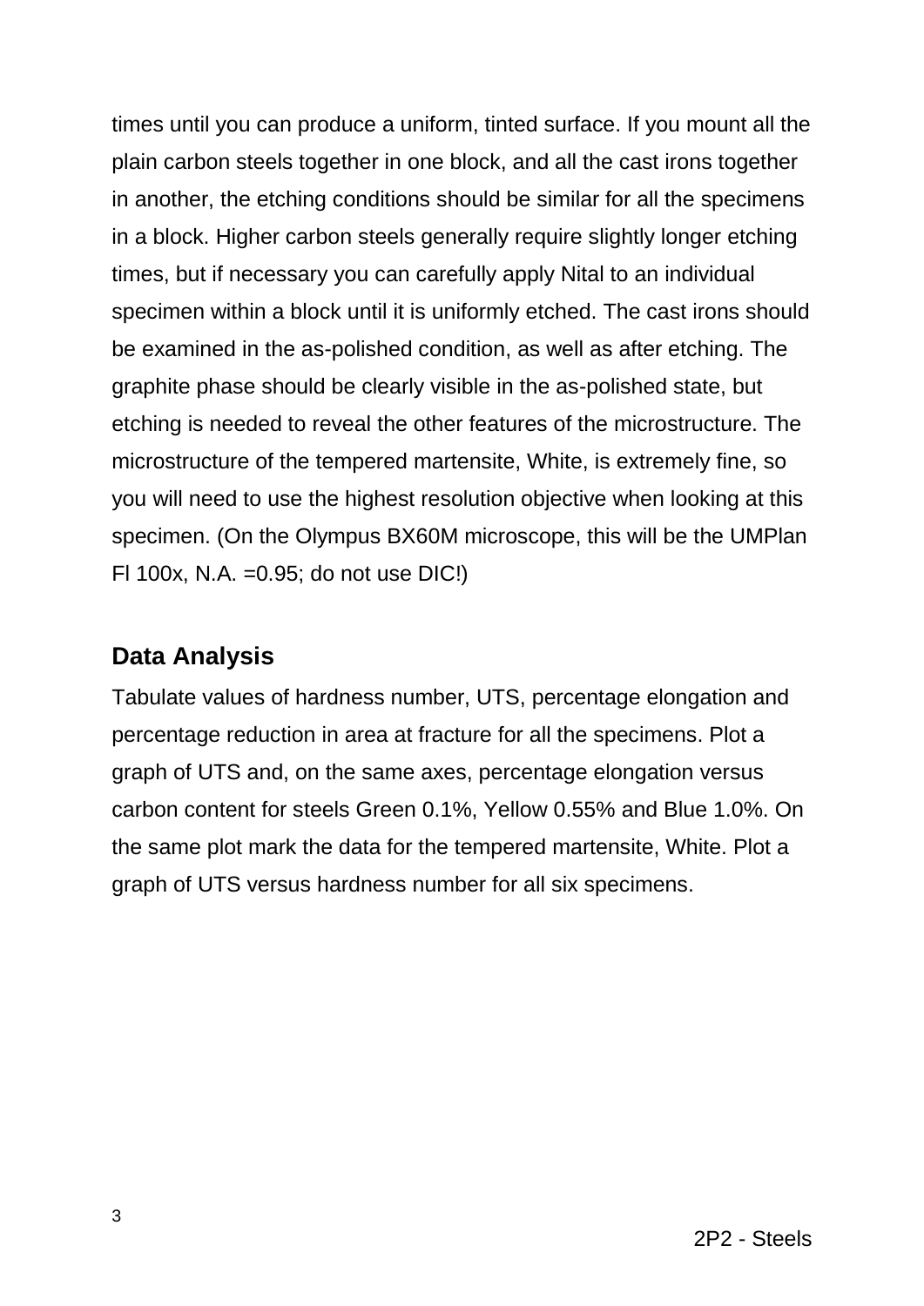times until you can produce a uniform, tinted surface. If you mount all the plain carbon steels together in one block, and all the cast irons together in another, the etching conditions should be similar for all the specimens in a block. Higher carbon steels generally require slightly longer etching times, but if necessary you can carefully apply Nital to an individual specimen within a block until it is uniformly etched. The cast irons should be examined in the as-polished condition, as well as after etching. The graphite phase should be clearly visible in the as-polished state, but etching is needed to reveal the other features of the microstructure. The microstructure of the tempered martensite, White, is extremely fine, so you will need to use the highest resolution objective when looking at this specimen. (On the Olympus BX60M microscope, this will be the UMPlan Fl 100x, N.A. =0.95; do not use DIC!)

## Data Analysis

Tabulate values of hardness number, UTS, percentage elongation and percentage reduction in area at fracture for all the specimens. Plot a graph of UTS and, on the same axes, percentage elongation versus carbon content for steels Green 0.1%, Yellow 0.55% and Blue 1.0%. On the same plot mark the data for the tempered martensite, White. Plot a graph of UTS versus hardness number for all six specimens.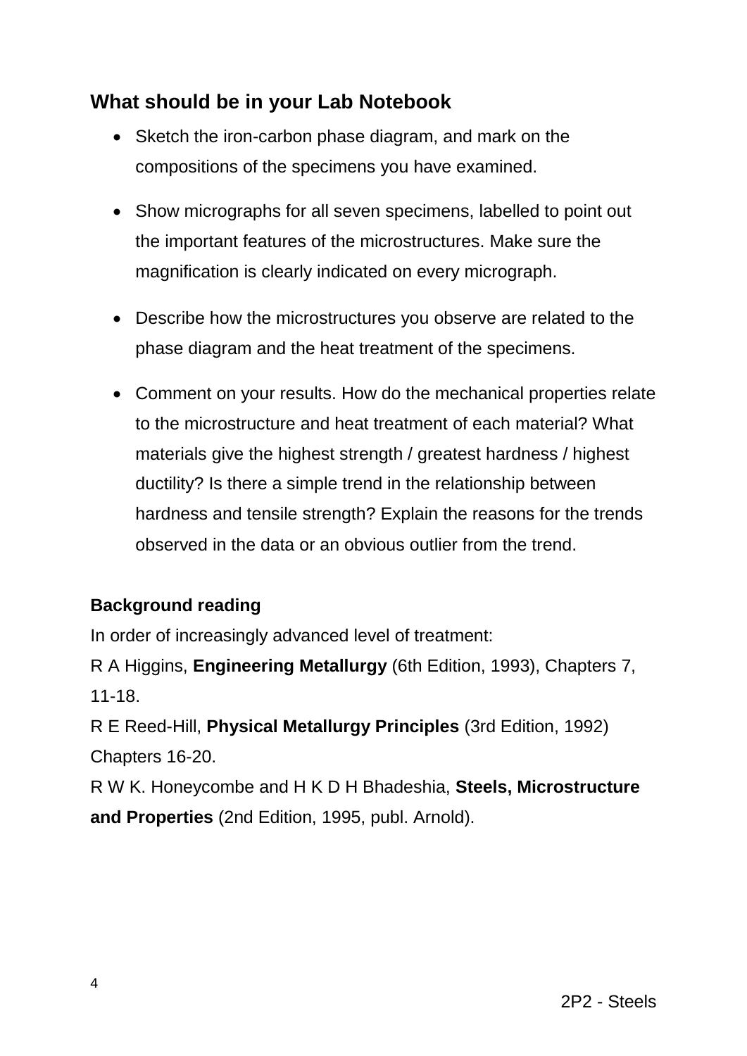## What should be in your Lab Notebook

- Sketch the iron-carbon phase diagram, and mark on the compositions of the specimens you have examined.
- Show micrographs for all seven specimens, labelled to point out the important features of the microstructures. Make sure the magnification is clearly indicated on every micrograph.
- Describe how the microstructures you observe are related to the phase diagram and the heat treatment of the specimens.
- Comment on your results. How do the mechanical properties relate to the microstructure and heat treatment of each material? What materials give the highest strength / greatest hardness / highest ductility? Is there a simple trend in the relationship between hardness and tensile strength? Explain the reasons for the trends observed in the data or an obvious outlier from the trend.

**Background reading**

In order of increasingly advanced level of treatment:

R A Higgins, **Engineering Metallurgy** (6th Edition, 1993), Chapters 7, 11-18.

R E Reed-Hill, **Physical Metallurgy Principles** (3rd Edition, 1992) Chapters 16-20.

R W K. Honeycombe and H K D H Bhadeshia, **Steels, Microstructure and Properties** (2nd Edition, 1995, publ. Arnold).